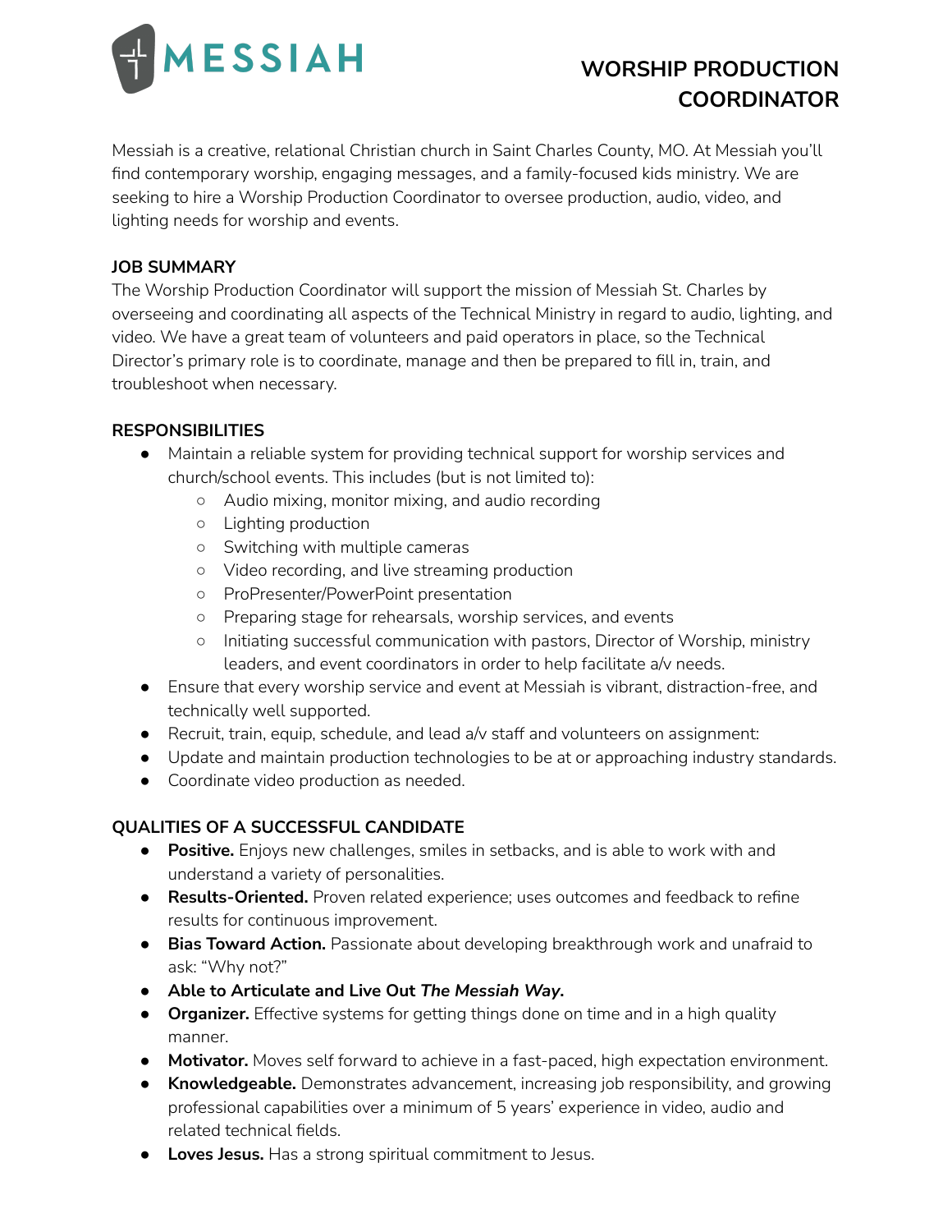MESSIAH

# WORSHIP PRODUCTION COORDINATOR

Messiah is a creative, relational Christian church in Saint Charles County, MO. At Messiah you'll find contemporary worship, engaging messages, and a family-focused kids ministry. We are seeking to hire a Worship Production Coordinator to oversee production, audio, video, and lighting needs for worship and events.

**JOB SUMMARY**

The Worship Production Coordinator will support the mission of Messiah St. Charles by overseeing and coordinating all aspects of the Technical Ministry in regard to audio, lighting, and video. We have a great team of volunteers and paid operators in place, so the Technical Director's primary role is to coordinate, manage and then be prepared to fill in, train, and troubleshoot when necessary.

**RESPONSIBILITIES**

- Maintain a reliable system for providing technical support for worship services and church/school events. This includes (but is not limited to):
  - Audio mixing, monitor mixing, and audio recording
  - Lighting production
  - Switching with multiple cameras
  - Video recording, and live streaming production
  - ProPresenter/PowerPoint presentation
  - Preparing stage for rehearsals, worship services, and events
  - Initiating successful communication with pastors, Director of Worship, ministry leaders, and event coordinators in order to help facilitate a/v needs.
- Ensure that every worship service and event at Messiah is vibrant, distraction-free, and technically well supported.
- Recruit, train, equip, schedule, and lead a/v staff and volunteers on assignment:
- Update and maintain production technologies to be at or approaching industry standards.
- Coordinate video production as needed.

**QUALITIES OF A SUCCESSFUL CANDIDATE**

- **Positive.** Enjoys new challenges, smiles in setbacks, and is able to work with and understand a variety of personalities.
- **Results-Oriented.** Proven related experience; uses outcomes and feedback to refine results for continuous improvement.
- **Bias Toward Action.** Passionate about developing breakthrough work and unafraid to ask: "Why not?"
- **Able to Articulate and Live Out *The Messiah Way*.**
- **Organizer.** Effective systems for getting things done on time and in a high quality manner.
- **Motivator.** Moves self forward to achieve in a fast-paced, high expectation environment.
- **Knowledgeable.** Demonstrates advancement, increasing job responsibility, and growing professional capabilities over a minimum of 5 years' experience in video, audio and related technical fields.
- **Loves Jesus.** Has a strong spiritual commitment to Jesus.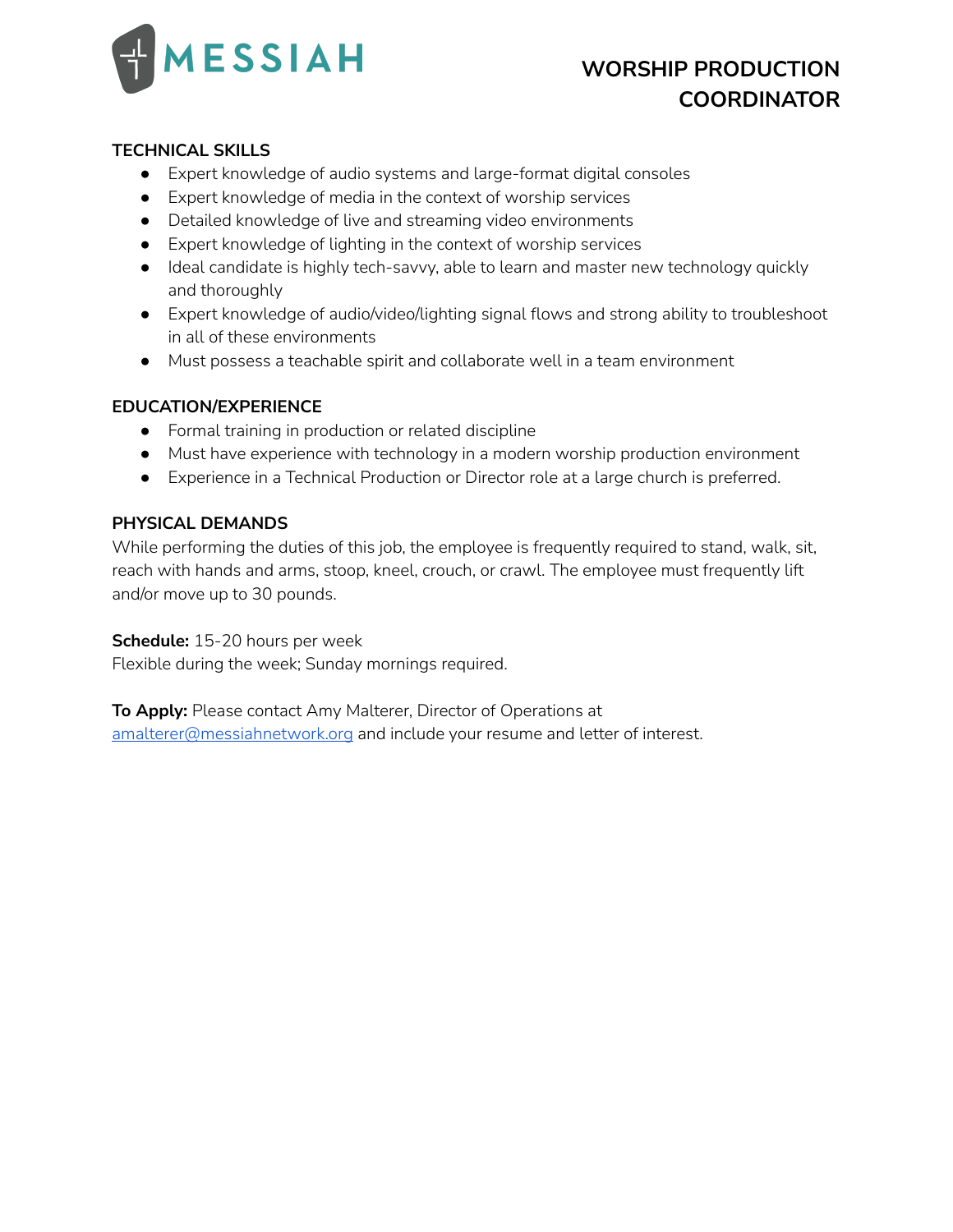MESSIAH

# WORSHIP PRODUCTION COORDINATOR

**TECHNICAL SKILLS**

- Expert knowledge of audio systems and large-format digital consoles
- Expert knowledge of media in the context of worship services
- Detailed knowledge of live and streaming video environments
- Expert knowledge of lighting in the context of worship services
- Ideal candidate is highly tech-savvy, able to learn and master new technology quickly and thoroughly
- Expert knowledge of audio/video/lighting signal flows and strong ability to troubleshoot in all of these environments
- Must possess a teachable spirit and collaborate well in a team environment

**EDUCATION/EXPERIENCE**

- Formal training in production or related discipline
- Must have experience with technology in a modern worship production environment
- Experience in a Technical Production or Director role at a large church is preferred.

**PHYSICAL DEMANDS**

While performing the duties of this job, the employee is frequently required to stand, walk, sit, reach with hands and arms, stoop, kneel, crouch, or crawl. The employee must frequently lift and/or move up to 30 pounds.

**Schedule:** 15-20 hours per week
Flexible during the week; Sunday mornings required.

**To Apply:** Please contact Amy Malterer, Director of Operations at amalterer@messiahnetwork.org and include your resume and letter of interest.